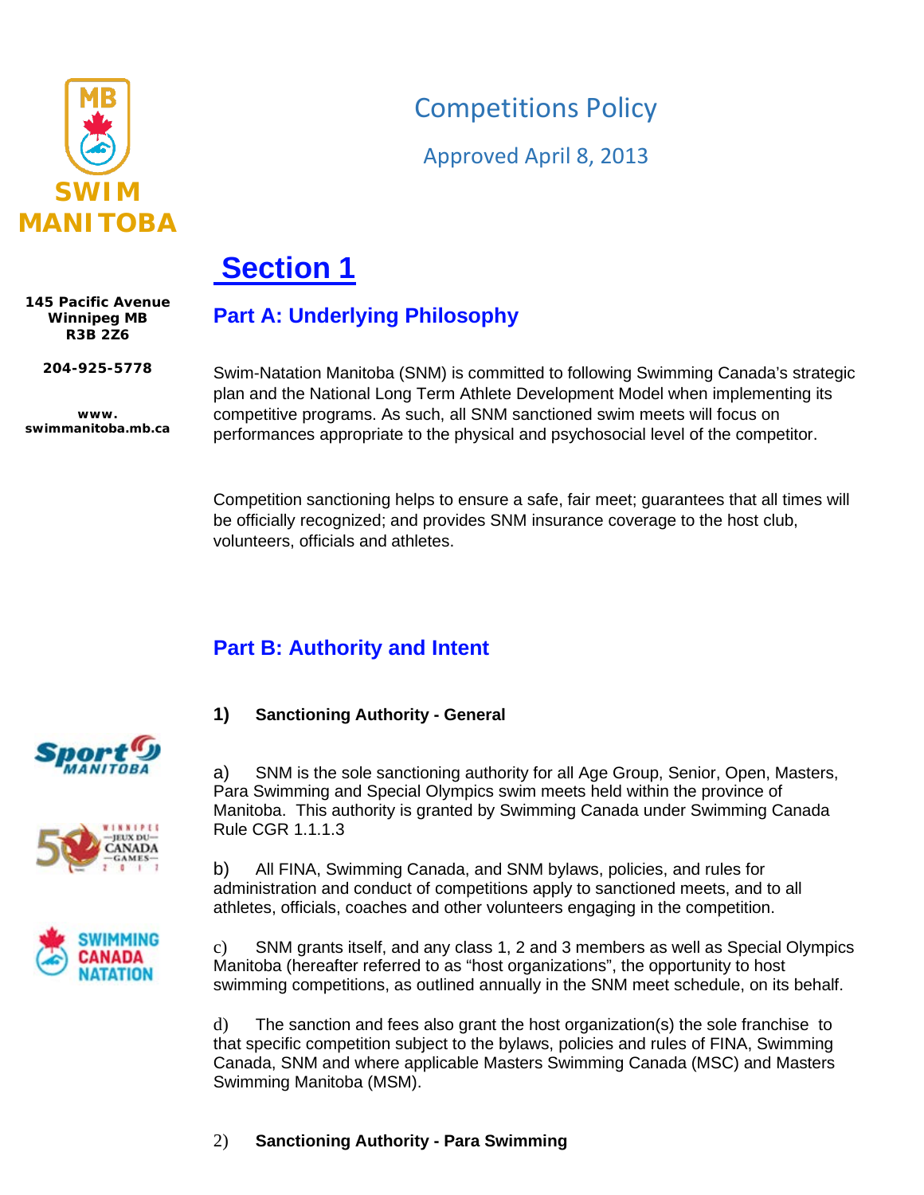SWIM MANITOBA

145 Pacific Avenue
Winnipeg MB
R3B 2Z6

204-925-5778

www.swimmanitoba.mb.ca

# Competitions Policy

Approved April 8, 2013

# Section 1

## Part A: Underlying Philosophy

Swim-Natation Manitoba (SNM) is committed to following Swimming Canada's strategic plan and the National Long Term Athlete Development Model when implementing its competitive programs. As such, all SNM sanctioned swim meets will focus on performances appropriate to the physical and psychosocial level of the competitor.

Competition sanctioning helps to ensure a safe, fair meet; guarantees that all times will be officially recognized; and provides SNM insurance coverage to the host club, volunteers, officials and athletes.

## Part B: Authority and Intent

### 1) Sanctioning Authority - General

a) SNM is the sole sanctioning authority for all Age Group, Senior, Open, Masters, Para Swimming and Special Olympics swim meets held within the province of Manitoba. This authority is granted by Swimming Canada under Swimming Canada Rule CGR 1.1.1.3

b) All FINA, Swimming Canada, and SNM bylaws, policies, and rules for administration and conduct of competitions apply to sanctioned meets, and to all athletes, officials, coaches and other volunteers engaging in the competition.

c) SNM grants itself, and any class 1, 2 and 3 members as well as Special Olympics Manitoba (hereafter referred to as "host organizations", the opportunity to host swimming competitions, as outlined annually in the SNM meet schedule, on its behalf.

d) The sanction and fees also grant the host organization(s) the sole franchise to that specific competition subject to the bylaws, policies and rules of FINA, Swimming Canada, SNM and where applicable Masters Swimming Canada (MSC) and Masters Swimming Manitoba (MSM).

### 2) Sanctioning Authority - Para Swimming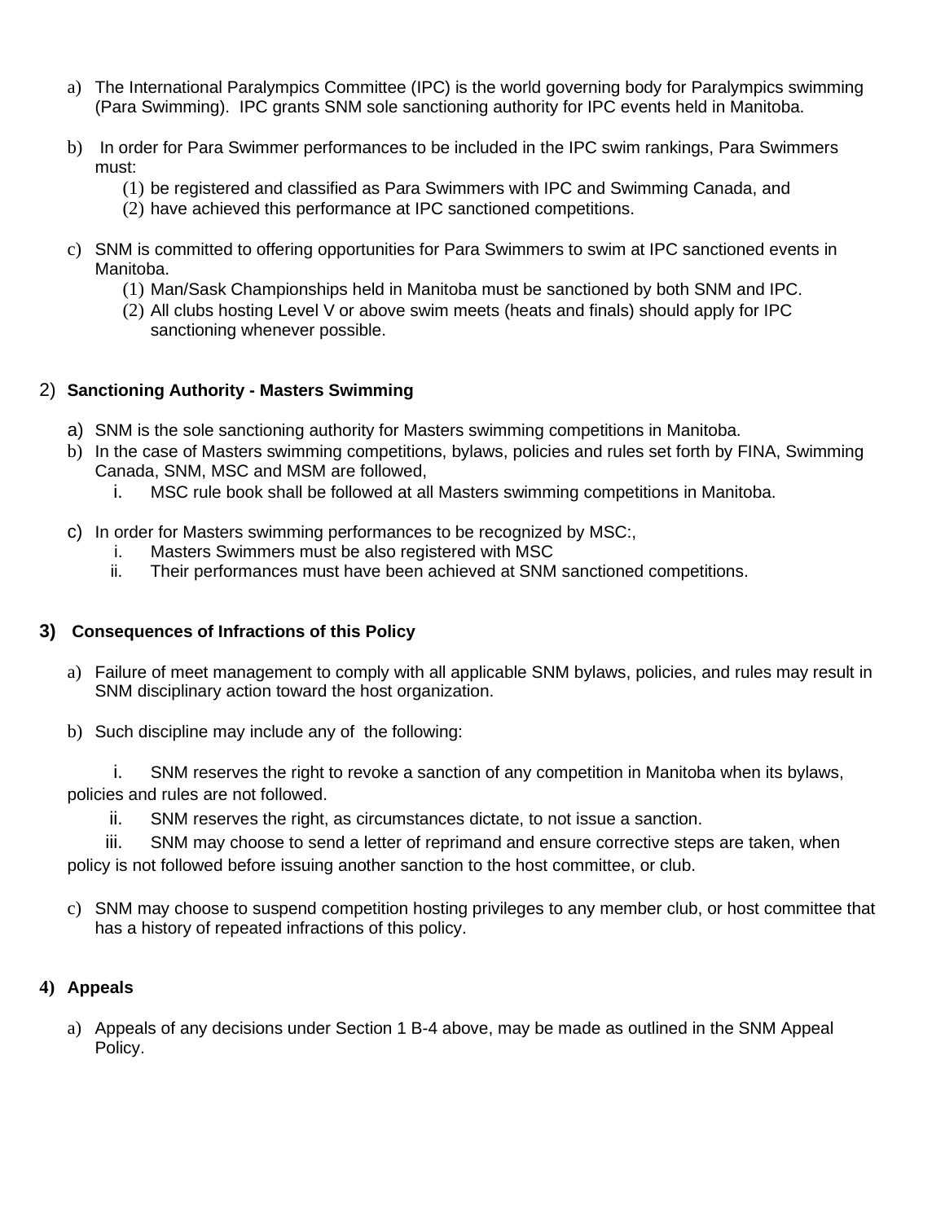a) The International Paralympics Committee (IPC) is the world governing body for Paralympics swimming (Para Swimming). IPC grants SNM sole sanctioning authority for IPC events held in Manitoba.

b) In order for Para Swimmer performances to be included in the IPC swim rankings, Para Swimmers must:
   (1) be registered and classified as Para Swimmers with IPC and Swimming Canada, and
   (2) have achieved this performance at IPC sanctioned competitions.

c) SNM is committed to offering opportunities for Para Swimmers to swim at IPC sanctioned events in Manitoba.
   (1) Man/Sask Championships held in Manitoba must be sanctioned by both SNM and IPC.
   (2) All clubs hosting Level V or above swim meets (heats and finals) should apply for IPC sanctioning whenever possible.

## 2) Sanctioning Authority - Masters Swimming

a) SNM is the sole sanctioning authority for Masters swimming competitions in Manitoba.

b) In the case of Masters swimming competitions, bylaws, policies and rules set forth by FINA, Swimming Canada, SNM, MSC and MSM are followed,
   i. MSC rule book shall be followed at all Masters swimming competitions in Manitoba.

c) In order for Masters swimming performances to be recognized by MSC:,
   i. Masters Swimmers must be also registered with MSC
   ii. Their performances must have been achieved at SNM sanctioned competitions.

## 3) Consequences of Infractions of this Policy

a) Failure of meet management to comply with all applicable SNM bylaws, policies, and rules may result in SNM disciplinary action toward the host organization.

b) Such discipline may include any of the following:

   i. SNM reserves the right to revoke a sanction of any competition in Manitoba when its bylaws, policies and rules are not followed.
   ii. SNM reserves the right, as circumstances dictate, to not issue a sanction.
   iii. SNM may choose to send a letter of reprimand and ensure corrective steps are taken, when policy is not followed before issuing another sanction to the host committee, or club.

c) SNM may choose to suspend competition hosting privileges to any member club, or host committee that has a history of repeated infractions of this policy.

## 4) Appeals

a) Appeals of any decisions under Section 1 B-4 above, may be made as outlined in the SNM Appeal Policy.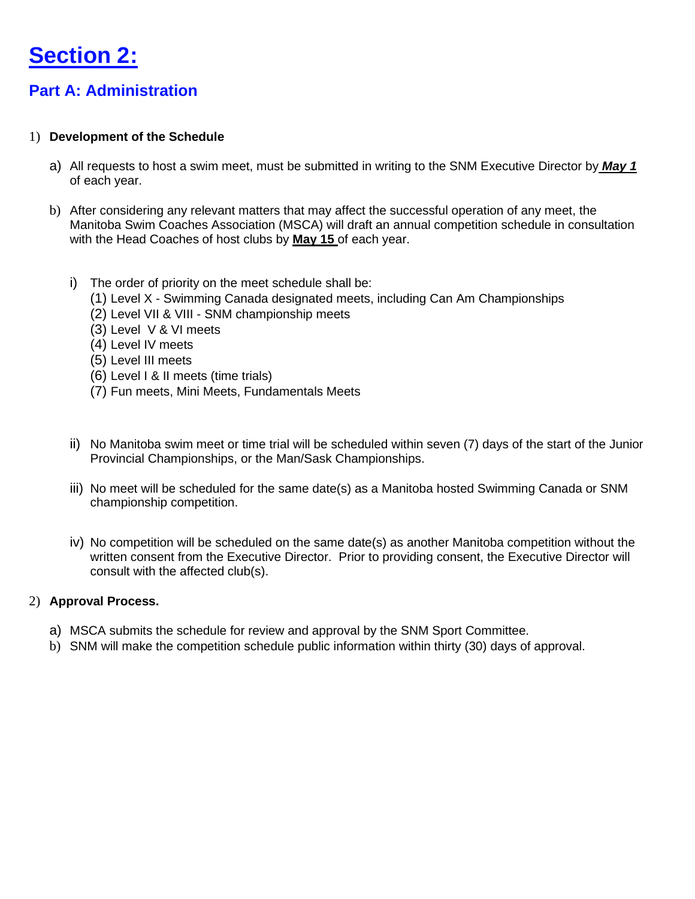# Section 2:

## Part A: Administration

1) **Development of the Schedule**

   a) All requests to host a swim meet, must be submitted in writing to the SNM Executive Director by ***May 1*** of each year.

   b) After considering any relevant matters that may affect the successful operation of any meet, the Manitoba Swim Coaches Association (MSCA) will draft an annual competition schedule in consultation with the Head Coaches of host clubs by **May 15** of each year.

      i) The order of priority on the meet schedule shall be:
         (1) Level X - Swimming Canada designated meets, including Can Am Championships
         (2) Level VII & VIII - SNM championship meets
         (3) Level V & VI meets
         (4) Level IV meets
         (5) Level III meets
         (6) Level I & II meets (time trials)
         (7) Fun meets, Mini Meets, Fundamentals Meets

      ii) No Manitoba swim meet or time trial will be scheduled within seven (7) days of the start of the Junior Provincial Championships, or the Man/Sask Championships.

      iii) No meet will be scheduled for the same date(s) as a Manitoba hosted Swimming Canada or SNM championship competition.

      iv) No competition will be scheduled on the same date(s) as another Manitoba competition without the written consent from the Executive Director. Prior to providing consent, the Executive Director will consult with the affected club(s).

2) **Approval Process.**

   a) MSCA submits the schedule for review and approval by the SNM Sport Committee.
   b) SNM will make the competition schedule public information within thirty (30) days of approval.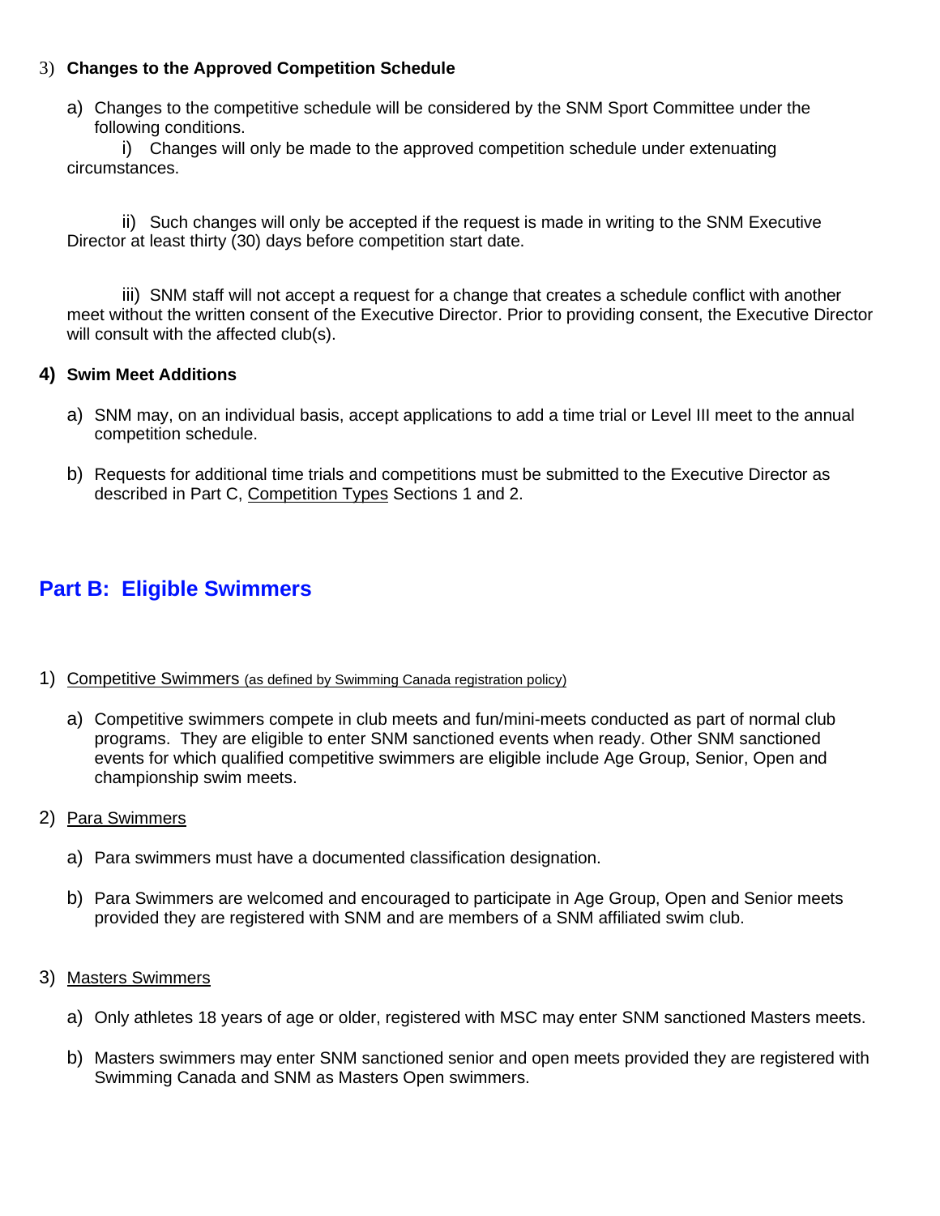3) **Changes to the Approved Competition Schedule**

a) Changes to the competitive schedule will be considered by the SNM Sport Committee under the following conditions.

i) Changes will only be made to the approved competition schedule under extenuating circumstances.

ii) Such changes will only be accepted if the request is made in writing to the SNM Executive Director at least thirty (30) days before competition start date.

iii) SNM staff will not accept a request for a change that creates a schedule conflict with another meet without the written consent of the Executive Director. Prior to providing consent, the Executive Director will consult with the affected club(s).

4) **Swim Meet Additions**

a) SNM may, on an individual basis, accept applications to add a time trial or Level III meet to the annual competition schedule.

b) Requests for additional time trials and competitions must be submitted to the Executive Director as described in Part C, Competition Types Sections 1 and 2.

## Part B: Eligible Swimmers

1) Competitive Swimmers (as defined by Swimming Canada registration policy)

a) Competitive swimmers compete in club meets and fun/mini-meets conducted as part of normal club programs. They are eligible to enter SNM sanctioned events when ready. Other SNM sanctioned events for which qualified competitive swimmers are eligible include Age Group, Senior, Open and championship swim meets.

2) Para Swimmers

a) Para swimmers must have a documented classification designation.

b) Para Swimmers are welcomed and encouraged to participate in Age Group, Open and Senior meets provided they are registered with SNM and are members of a SNM affiliated swim club.

3) Masters Swimmers

a) Only athletes 18 years of age or older, registered with MSC may enter SNM sanctioned Masters meets.

b) Masters swimmers may enter SNM sanctioned senior and open meets provided they are registered with Swimming Canada and SNM as Masters Open swimmers.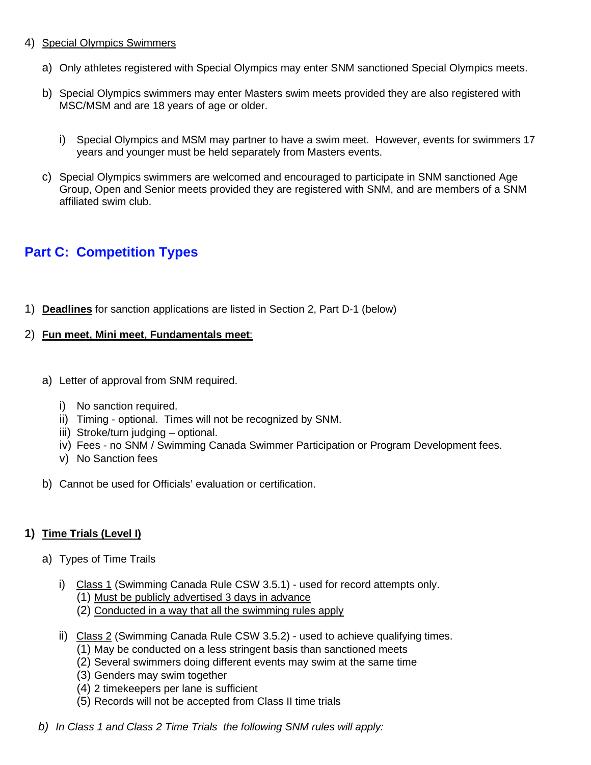4) <u>Special Olympics Swimmers</u>

   a) Only athletes registered with Special Olympics may enter SNM sanctioned Special Olympics meets.

   b) Special Olympics swimmers may enter Masters swim meets provided they are also registered with MSC/MSM and are 18 years of age or older.

      i) Special Olympics and MSM may partner to have a swim meet. However, events for swimmers 17 years and younger must be held separately from Masters events.

   c) Special Olympics swimmers are welcomed and encouraged to participate in SNM sanctioned Age Group, Open and Senior meets provided they are registered with SNM, and are members of a SNM affiliated swim club.

## Part C: Competition Types

1) **<u>Deadlines</u>** for sanction applications are listed in Section 2, Part D-1 (below)

2) **<u>Fun meet, Mini meet, Fundamentals meet</u>**:

   a) Letter of approval from SNM required.

      i) No sanction required.
      ii) Timing - optional. Times will not be recognized by SNM.
      iii) Stroke/turn judging – optional.
      iv) Fees - no SNM / Swimming Canada Swimmer Participation or Program Development fees.
      v) No Sanction fees

   b) Cannot be used for Officials' evaluation or certification.

**1) <u>Time Trials (Level I)</u>**

   a) Types of Time Trails

      i) <u>Class 1</u> (Swimming Canada Rule CSW 3.5.1) - used for record attempts only.
         (1) <u>Must be publicly advertised 3 days in advance</u>
         (2) <u>Conducted in a way that all the swimming rules apply</u>

      ii) <u>Class 2</u> (Swimming Canada Rule CSW 3.5.2) - used to achieve qualifying times.
         (1) May be conducted on a less stringent basis than sanctioned meets
         (2) Several swimmers doing different events may swim at the same time
         (3) Genders may swim together
         (4) 2 timekeepers per lane is sufficient
         (5) Records will not be accepted from Class II time trials

   *b) In Class 1 and Class 2 Time Trials the following SNM rules will apply:*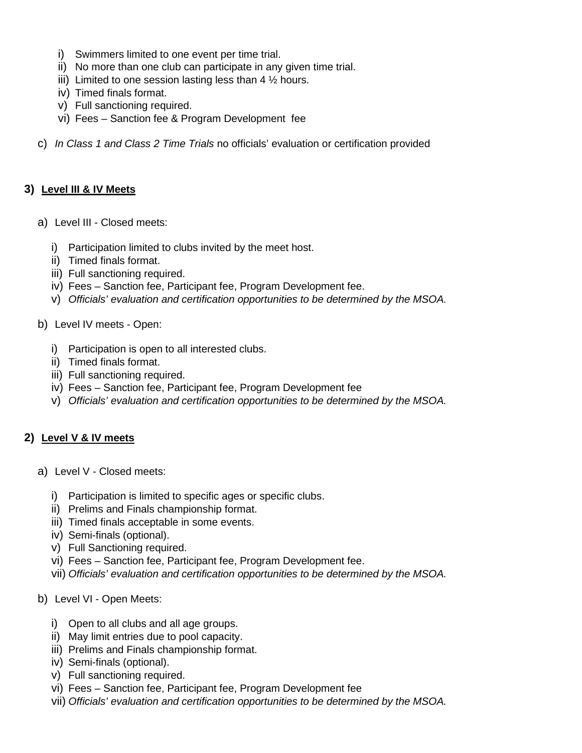i) Swimmers limited to one event per time trial.
ii) No more than one club can participate in any given time trial.
iii) Limited to one session lasting less than 4 ½ hours.
iv) Timed finals format.
v) Full sanctioning required.
vi) Fees – Sanction fee & Program Development fee

c) *In Class 1 and Class 2 Time Trials* no officials' evaluation or certification provided

## 3) Level III & IV Meets

a) Level III - Closed meets:

i) Participation limited to clubs invited by the meet host.
ii) Timed finals format.
iii) Full sanctioning required.
iv) Fees – Sanction fee, Participant fee, Program Development fee.
v) *Officials' evaluation and certification opportunities to be determined by the MSOA.*

b) Level IV meets - Open:

i) Participation is open to all interested clubs.
ii) Timed finals format.
iii) Full sanctioning required.
iv) Fees – Sanction fee, Participant fee, Program Development fee
v) *Officials' evaluation and certification opportunities to be determined by the MSOA.*

## 2) Level V & IV meets

a) Level V - Closed meets:

i) Participation is limited to specific ages or specific clubs.
ii) Prelims and Finals championship format.
iii) Timed finals acceptable in some events.
iv) Semi-finals (optional).
v) Full Sanctioning required.
vi) Fees – Sanction fee, Participant fee, Program Development fee.
vii) *Officials' evaluation and certification opportunities to be determined by the MSOA.*

b) Level VI - Open Meets:

i) Open to all clubs and all age groups.
ii) May limit entries due to pool capacity.
iii) Prelims and Finals championship format.
iv) Semi-finals (optional).
v) Full sanctioning required.
vi) Fees – Sanction fee, Participant fee, Program Development fee
vii) *Officials' evaluation and certification opportunities to be determined by the MSOA.*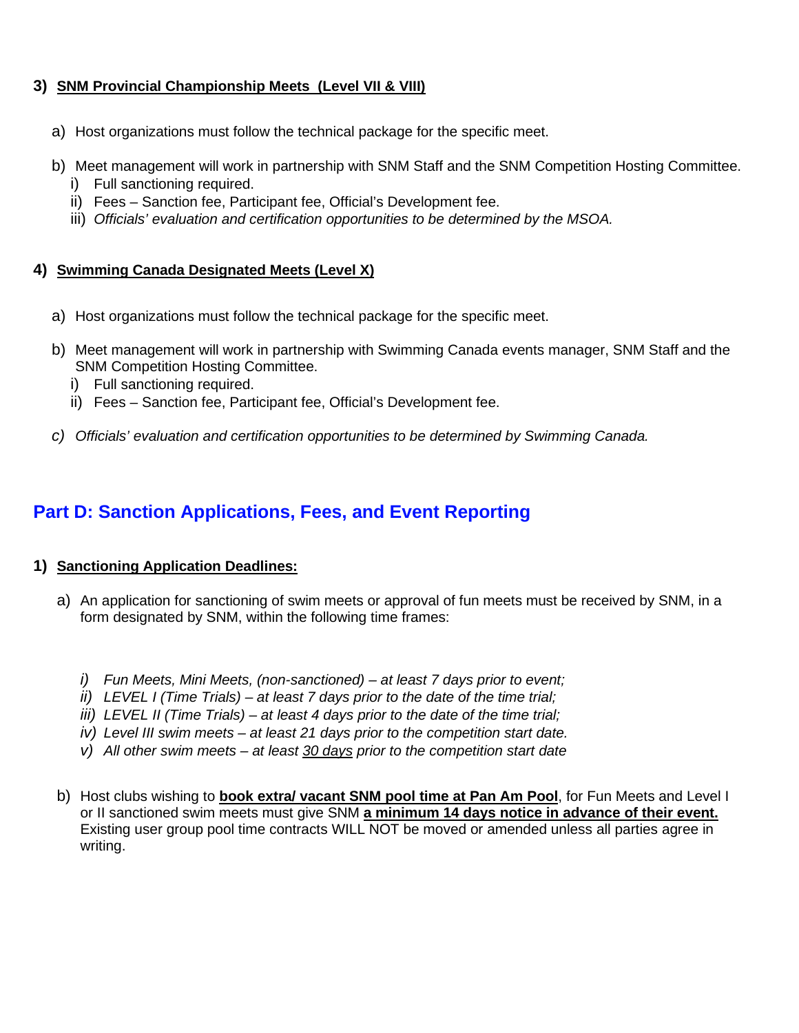### 3) <u>SNM Provincial Championship Meets (Level VII & VIII)</u>

a) Host organizations must follow the technical package for the specific meet.

b) Meet management will work in partnership with SNM Staff and the SNM Competition Hosting Committee.
   i) Full sanctioning required.
   ii) Fees – Sanction fee, Participant fee, Official's Development fee.
   iii) *Officials' evaluation and certification opportunities to be determined by the MSOA.*

### 4) <u>Swimming Canada Designated Meets (Level X)</u>

a) Host organizations must follow the technical package for the specific meet.

b) Meet management will work in partnership with Swimming Canada events manager, SNM Staff and the SNM Competition Hosting Committee.
   i) Full sanctioning required.
   ii) Fees – Sanction fee, Participant fee, Official's Development fee.

*c) Officials' evaluation and certification opportunities to be determined by Swimming Canada.*

## Part D: Sanction Applications, Fees, and Event Reporting

### 1) <u>Sanctioning Application Deadlines:</u>

a) An application for sanctioning of swim meets or approval of fun meets must be received by SNM, in a form designated by SNM, within the following time frames:

   *i) Fun Meets, Mini Meets, (non-sanctioned) – at least 7 days prior to event;*
   *ii) LEVEL I (Time Trials) – at least 7 days prior to the date of the time trial;*
   *iii) LEVEL II (Time Trials) – at least 4 days prior to the date of the time trial;*
   *iv) Level III swim meets – at least 21 days prior to the competition start date.*
   *v) All other swim meets – at least <u>30 days</u> prior to the competition start date*

b) Host clubs wishing to **<u>book extra/ vacant SNM pool time at Pan Am Pool</u>**, for Fun Meets and Level I or II sanctioned swim meets must give SNM **<u>a minimum 14 days notice in advance of their event.</u>** Existing user group pool time contracts WILL NOT be moved or amended unless all parties agree in writing.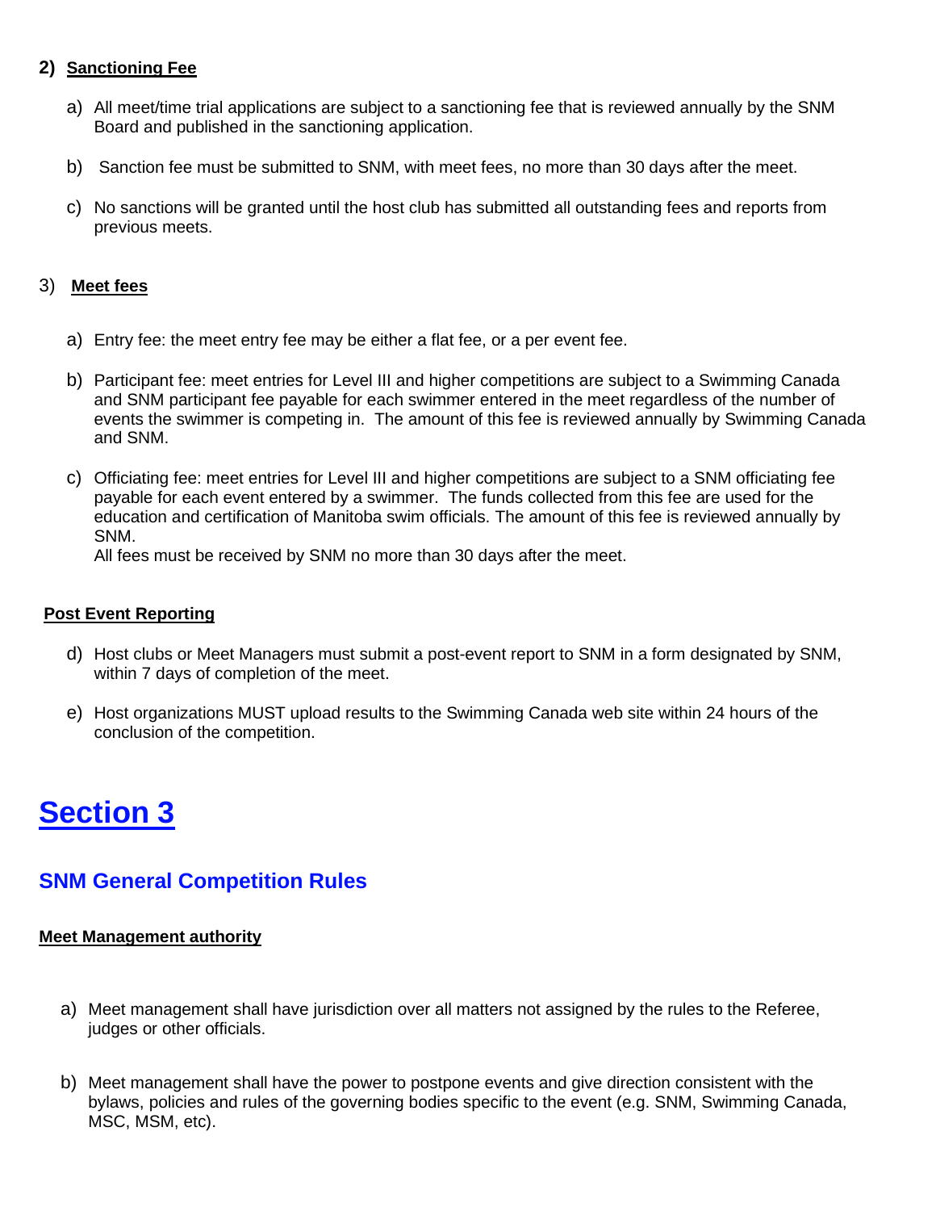### 2) Sanctioning Fee

a) All meet/time trial applications are subject to a sanctioning fee that is reviewed annually by the SNM Board and published in the sanctioning application.

b) Sanction fee must be submitted to SNM, with meet fees, no more than 30 days after the meet.

c) No sanctions will be granted until the host club has submitted all outstanding fees and reports from previous meets.

### 3) Meet fees

a) Entry fee: the meet entry fee may be either a flat fee, or a per event fee.

b) Participant fee: meet entries for Level III and higher competitions are subject to a Swimming Canada and SNM participant fee payable for each swimmer entered in the meet regardless of the number of events the swimmer is competing in. The amount of this fee is reviewed annually by Swimming Canada and SNM.

c) Officiating fee: meet entries for Level III and higher competitions are subject to a SNM officiating fee payable for each event entered by a swimmer. The funds collected from this fee are used for the education and certification of Manitoba swim officials. The amount of this fee is reviewed annually by SNM.
All fees must be received by SNM no more than 30 days after the meet.

### Post Event Reporting

d) Host clubs or Meet Managers must submit a post-event report to SNM in a form designated by SNM, within 7 days of completion of the meet.

e) Host organizations MUST upload results to the Swimming Canada web site within 24 hours of the conclusion of the competition.

# Section 3

## SNM General Competition Rules

### Meet Management authority

a) Meet management shall have jurisdiction over all matters not assigned by the rules to the Referee, judges or other officials.

b) Meet management shall have the power to postpone events and give direction consistent with the bylaws, policies and rules of the governing bodies specific to the event (e.g. SNM, Swimming Canada, MSC, MSM, etc).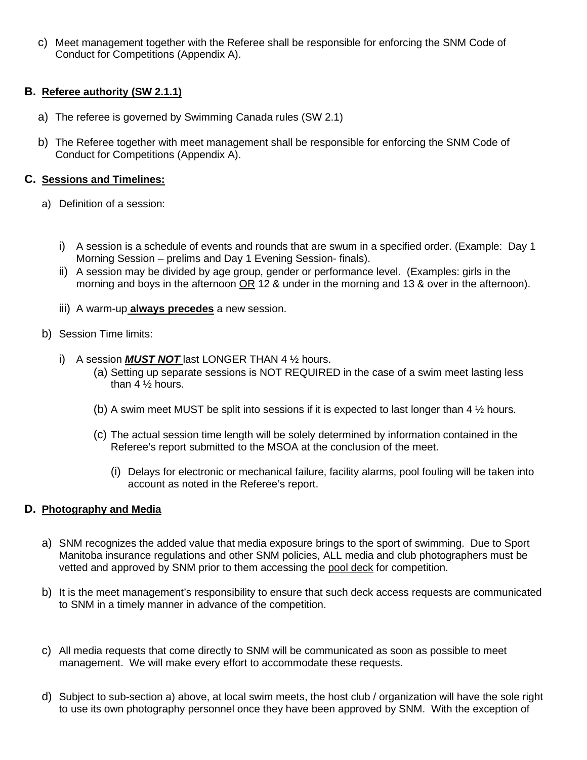c) Meet management together with the Referee shall be responsible for enforcing the SNM Code of Conduct for Competitions (Appendix A).

**B. <u>Referee authority (SW 2.1.1)</u>**

a) The referee is governed by Swimming Canada rules (SW 2.1)

b) The Referee together with meet management shall be responsible for enforcing the SNM Code of Conduct for Competitions (Appendix A).

**C. <u>Sessions and Timelines:</u>**

a) Definition of a session:

i) A session is a schedule of events and rounds that are swum in a specified order. (Example: Day 1 Morning Session – prelims and Day 1 Evening Session- finals).

ii) A session may be divided by age group, gender or performance level. (Examples: girls in the morning and boys in the afternoon <u>OR</u> 12 & under in the morning and 13 & over in the afternoon).

iii) A warm-up **<u>always precedes</u>** a new session.

b) Session Time limits:

i) A session ***<u>MUST NOT</u>*** last LONGER THAN 4 ½ hours.

(a) Setting up separate sessions is NOT REQUIRED in the case of a swim meet lasting less than 4 ½ hours.

(b) A swim meet MUST be split into sessions if it is expected to last longer than 4 ½ hours.

(c) The actual session time length will be solely determined by information contained in the Referee's report submitted to the MSOA at the conclusion of the meet.

(i) Delays for electronic or mechanical failure, facility alarms, pool fouling will be taken into account as noted in the Referee's report.

**D. <u>Photography and Media</u>**

a) SNM recognizes the added value that media exposure brings to the sport of swimming. Due to Sport Manitoba insurance regulations and other SNM policies, ALL media and club photographers must be vetted and approved by SNM prior to them accessing the <u>pool deck</u> for competition.

b) It is the meet management's responsibility to ensure that such deck access requests are communicated to SNM in a timely manner in advance of the competition.

c) All media requests that come directly to SNM will be communicated as soon as possible to meet management. We will make every effort to accommodate these requests.

d) Subject to sub-section a) above, at local swim meets, the host club / organization will have the sole right to use its own photography personnel once they have been approved by SNM. With the exception of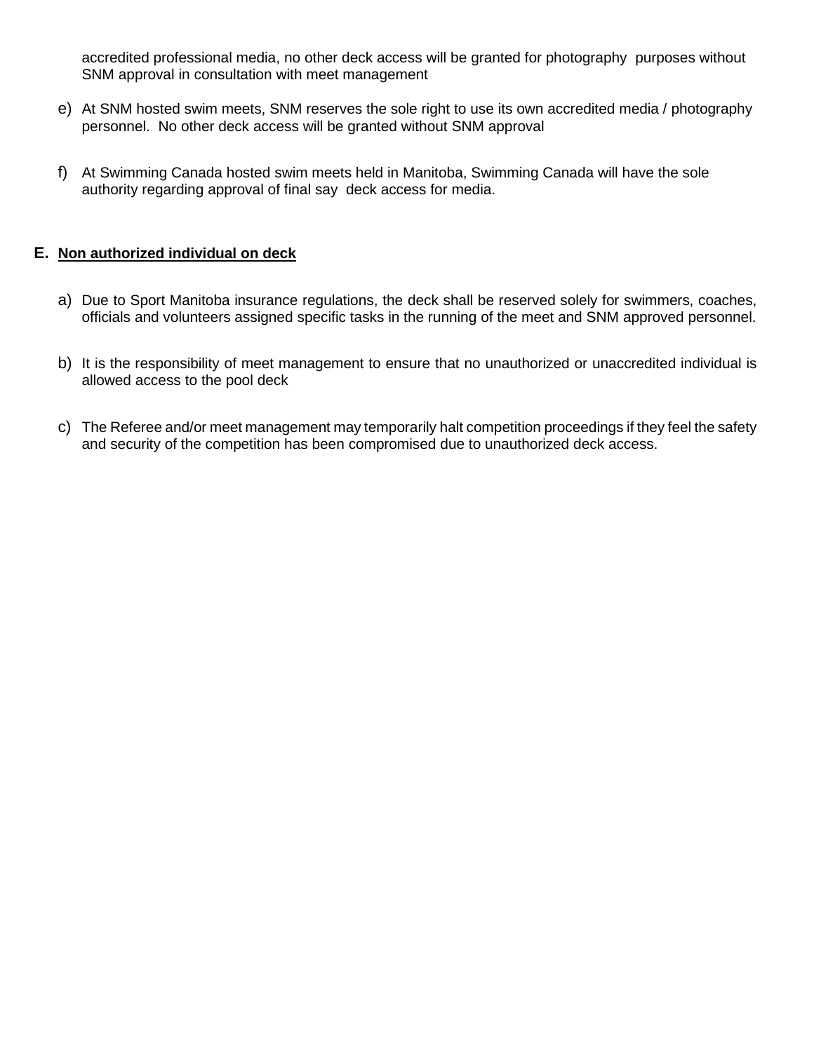accredited professional media, no other deck access will be granted for photography purposes without SNM approval in consultation with meet management

e) At SNM hosted swim meets, SNM reserves the sole right to use its own accredited media / photography personnel. No other deck access will be granted without SNM approval

f) At Swimming Canada hosted swim meets held in Manitoba, Swimming Canada will have the sole authority regarding approval of final say deck access for media.

## E. Non authorized individual on deck

a) Due to Sport Manitoba insurance regulations, the deck shall be reserved solely for swimmers, coaches, officials and volunteers assigned specific tasks in the running of the meet and SNM approved personnel.

b) It is the responsibility of meet management to ensure that no unauthorized or unaccredited individual is allowed access to the pool deck

c) The Referee and/or meet management may temporarily halt competition proceedings if they feel the safety and security of the competition has been compromised due to unauthorized deck access.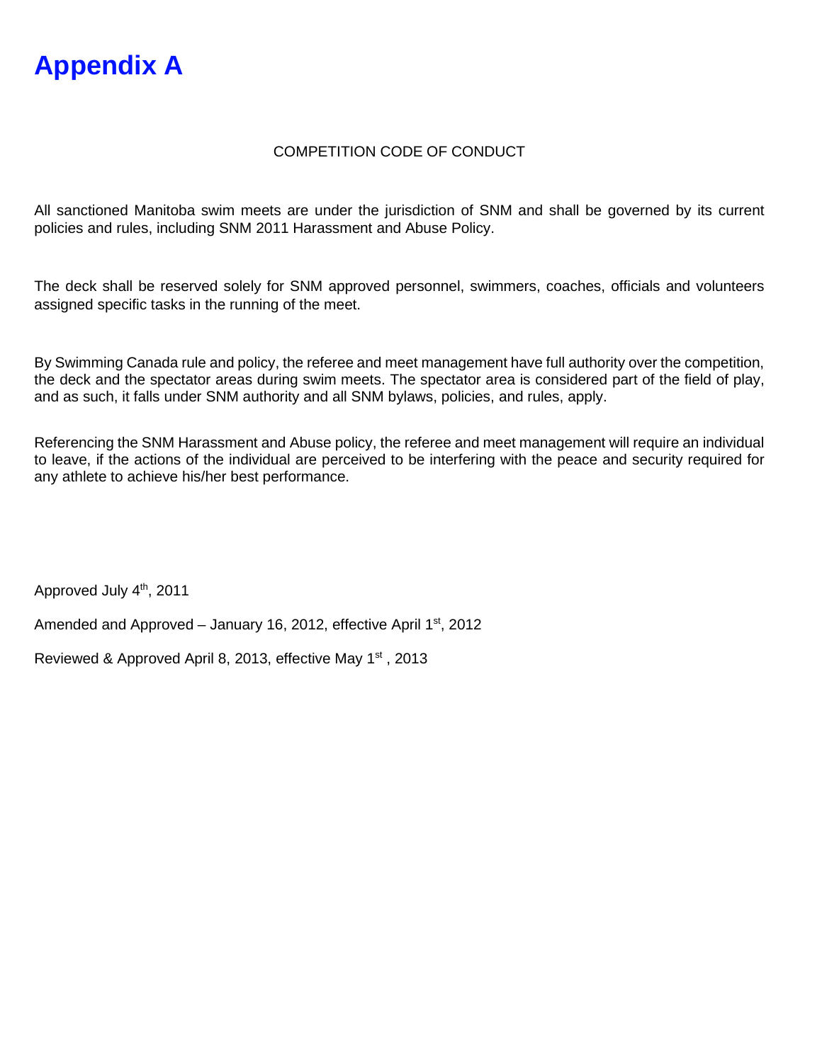# Appendix A

COMPETITION CODE OF CONDUCT

All sanctioned Manitoba swim meets are under the jurisdiction of SNM and shall be governed by its current policies and rules, including SNM 2011 Harassment and Abuse Policy.

The deck shall be reserved solely for SNM approved personnel, swimmers, coaches, officials and volunteers assigned specific tasks in the running of the meet.

By Swimming Canada rule and policy, the referee and meet management have full authority over the competition, the deck and the spectator areas during swim meets. The spectator area is considered part of the field of play, and as such, it falls under SNM authority and all SNM bylaws, policies, and rules, apply.

Referencing the SNM Harassment and Abuse policy, the referee and meet management will require an individual to leave, if the actions of the individual are perceived to be interfering with the peace and security required for any athlete to achieve his/her best performance.

Approved July 4th, 2011

Amended and Approved – January 16, 2012, effective April 1st, 2012

Reviewed & Approved April 8, 2013, effective May 1st , 2013